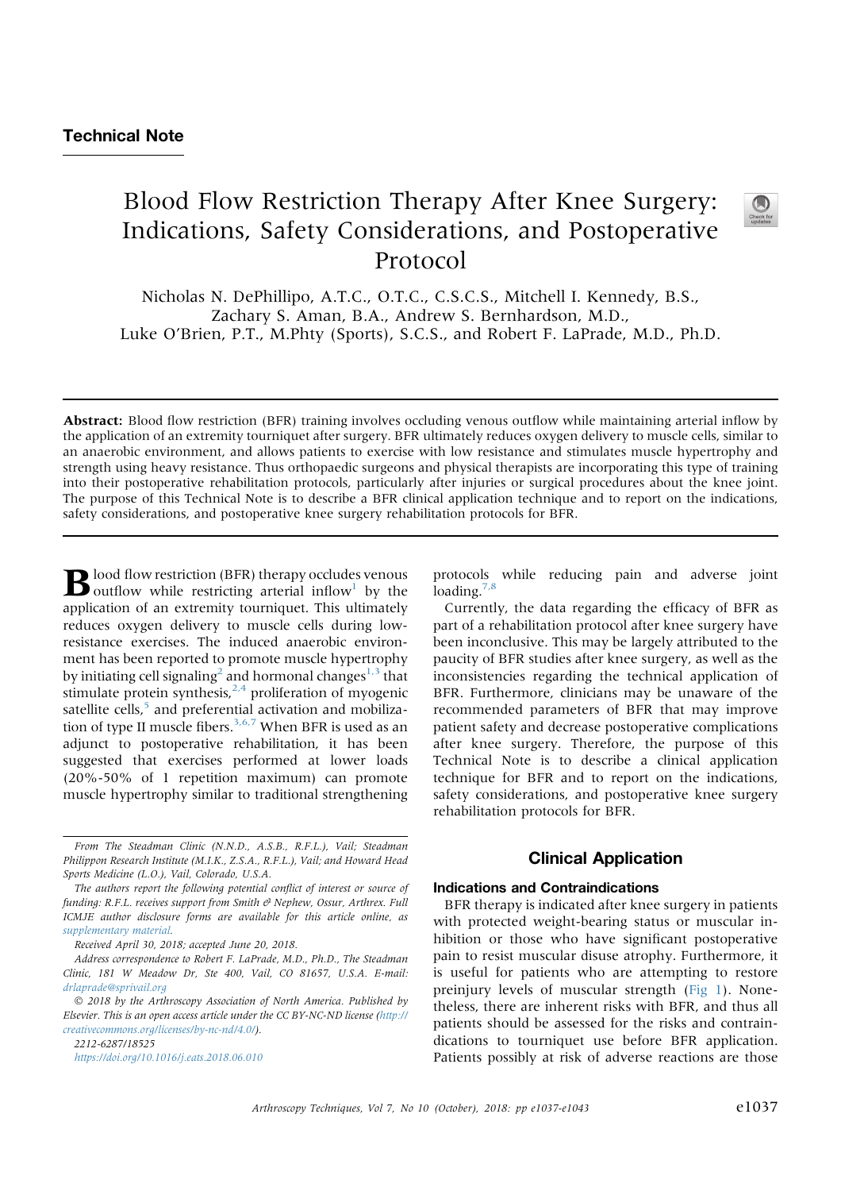## Technical Note

# Blood Flow Restriction Therapy After Knee Surgery: Indications, Safety Considerations, and Postoperative Protocol

Nicholas N. DePhillipo, A.T.C., O.T.C., C.S.C.S., Mitchell I. Kennedy, B.S., Zachary S. Aman, B.A., Andrew S. Bernhardson, M.D., Luke O'Brien, P.T., M.Phty (Sports), S.C.S., and Robert F. LaPrade, M.D., Ph.D.

**Abstract:** Blood flow restriction (BFR) training involves occluding venous outflow while maintaining arterial inflow by the application of an extremity tourniquet after surgery. BFR ultimately reduces oxygen delivery to muscle cells, similar to an anaerobic environment, and allows patients to exercise with low resistance and stimulates muscle hypertrophy and strength using heavy resistance. Thus orthopaedic surgeons and physical therapists are incorporating this type of training into their postoperative rehabilitation protocols, particularly after injuries or surgical procedures about the knee joint. The purpose of this Technical Note is to describe a BFR clinical application technique and to report on the indications, safety considerations, and postoperative knee surgery rehabilitation protocols for BFR.

Blood flow restriction (BFR) therapy occludes venous outflow while restricting arterial inflow[1] by the application of an extremity tourniquet. This ultimately reduces oxygen delivery to muscle cells during low-resistance exercises. The induced anaerobic environment has been reported to promote muscle hypertrophy by initiating cell signaling[2] and hormonal changes[1,3] that stimulate protein synthesis,[2,4] proliferation of myogenic satellite cells,[5] and preferential activation and mobilization of type II muscle fibers.[3,6,7] When BFR is used as an adjunct to postoperative rehabilitation, it has been suggested that exercises performed at lower loads (20%-50% of 1 repetition maximum) can promote muscle hypertrophy similar to traditional strengthening protocols while reducing pain and adverse joint loading.[7,8]

Currently, the data regarding the efficacy of BFR as part of a rehabilitation protocol after knee surgery have been inconclusive. This may be largely attributed to the paucity of BFR studies after knee surgery, as well as the inconsistencies regarding the technical application of BFR. Furthermore, clinicians may be unaware of the recommended parameters of BFR that may improve patient safety and decrease postoperative complications after knee surgery. Therefore, the purpose of this Technical Note is to describe a clinical application technique for BFR and to report on the indications, safety considerations, and postoperative knee surgery rehabilitation protocols for BFR.

## Clinical Application

### Indications and Contraindications

BFR therapy is indicated after knee surgery in patients with protected weight-bearing status or muscular inhibition or those who have significant postoperative pain to resist muscular disuse atrophy. Furthermore, it is useful for patients who are attempting to restore preinjury levels of muscular strength (Fig 1). Nonetheless, there are inherent risks with BFR, and thus all patients should be assessed for the risks and contraindications to tourniquet use before BFR application. Patients possibly at risk of adverse reactions are those

---

*From The Steadman Clinic (N.N.D., A.S.B., R.F.L.), Vail; Steadman Philippon Research Institute (M.I.K., Z.S.A., R.F.L.), Vail; and Howard Head Sports Medicine (L.O.), Vail, Colorado, U.S.A.*

*The authors report the following potential conflict of interest or source of funding: R.F.L. receives support from Smith & Nephew, Ossur, Arthrex. Full ICMJE author disclosure forms are available for this article online, as supplementary material.*

*Received April 30, 2018; accepted June 20, 2018.*

*Address correspondence to Robert F. LaPrade, M.D., Ph.D., The Steadman Clinic, 181 W Meadow Dr, Ste 400, Vail, CO 81657, U.S.A. E-mail: drlaprade@sprivail.org*

*© 2018 by the Arthroscopy Association of North America. Published by Elsevier. This is an open access article under the CC BY-NC-ND license (http://creativecommons.org/licenses/by-nc-nd/4.0/).*

*2212-6287/18525*

*https://doi.org/10.1016/j.eats.2018.06.010*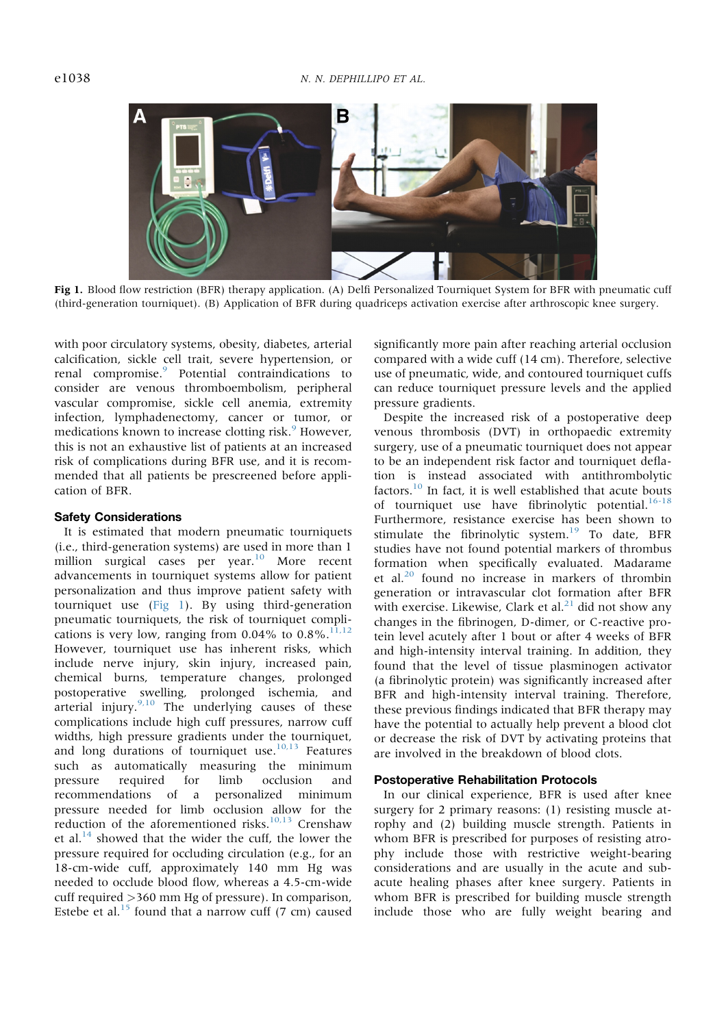Fig 1. Blood flow restriction (BFR) therapy application. (A) Delfi Personalized Tourniquet System for BFR with pneumatic cuff (third-generation tourniquet). (B) Application of BFR during quadriceps activation exercise after arthroscopic knee surgery.

with poor circulatory systems, obesity, diabetes, arterial calcification, sickle cell trait, severe hypertension, or renal compromise.[9] Potential contraindications to consider are venous thromboembolism, peripheral vascular compromise, sickle cell anemia, extremity infection, lymphadenectomy, cancer or tumor, or medications known to increase clotting risk.[9] However, this is not an exhaustive list of patients at an increased risk of complications during BFR use, and it is recommended that all patients be prescreened before application of BFR.

### Safety Considerations

It is estimated that modern pneumatic tourniquets (i.e., third-generation systems) are used in more than 1 million surgical cases per year.[10] More recent advancements in tourniquet systems allow for patient personalization and thus improve patient safety with tourniquet use (Fig 1). By using third-generation pneumatic tourniquets, the risk of tourniquet complications is very low, ranging from 0.04% to 0.8%.[11,12] However, tourniquet use has inherent risks, which include nerve injury, skin injury, increased pain, chemical burns, temperature changes, prolonged postoperative swelling, prolonged ischemia, and arterial injury.[9,10] The underlying causes of these complications include high cuff pressures, narrow cuff widths, high pressure gradients under the tourniquet, and long durations of tourniquet use.[10,13] Features such as automatically measuring the minimum pressure required for limb occlusion and recommendations of a personalized minimum pressure needed for limb occlusion allow for the reduction of the aforementioned risks.[10,13] Crenshaw et al.[14] showed that the wider the cuff, the lower the pressure required for occluding circulation (e.g., for an 18-cm-wide cuff, approximately 140 mm Hg was needed to occlude blood flow, whereas a 4.5-cm-wide cuff required >360 mm Hg of pressure). In comparison, Estebe et al.[15] found that a narrow cuff (7 cm) caused significantly more pain after reaching arterial occlusion compared with a wide cuff (14 cm). Therefore, selective use of pneumatic, wide, and contoured tourniquet cuffs can reduce tourniquet pressure levels and the applied pressure gradients.

Despite the increased risk of a postoperative deep venous thrombosis (DVT) in orthopaedic extremity surgery, use of a pneumatic tourniquet does not appear to be an independent risk factor and tourniquet deflation is instead associated with antithrombolytic factors.[10] In fact, it is well established that acute bouts of tourniquet use have fibrinolytic potential.[16-18] Furthermore, resistance exercise has been shown to stimulate the fibrinolytic system.[19] To date, BFR studies have not found potential markers of thrombus formation when specifically evaluated. Madarame et al.[20] found no increase in markers of thrombin generation or intravascular clot formation after BFR with exercise. Likewise, Clark et al.[21] did not show any changes in the fibrinogen, D-dimer, or C-reactive protein level acutely after 1 bout or after 4 weeks of BFR and high-intensity interval training. In addition, they found that the level of tissue plasminogen activator (a fibrinolytic protein) was significantly increased after BFR and high-intensity interval training. Therefore, these previous findings indicated that BFR therapy may have the potential to actually help prevent a blood clot or decrease the risk of DVT by activating proteins that are involved in the breakdown of blood clots.

### Postoperative Rehabilitation Protocols

In our clinical experience, BFR is used after knee surgery for 2 primary reasons: (1) resisting muscle atrophy and (2) building muscle strength. Patients in whom BFR is prescribed for purposes of resisting atrophy include those with restrictive weight-bearing considerations and are usually in the acute and subacute healing phases after knee surgery. Patients in whom BFR is prescribed for building muscle strength include those who are fully weight bearing and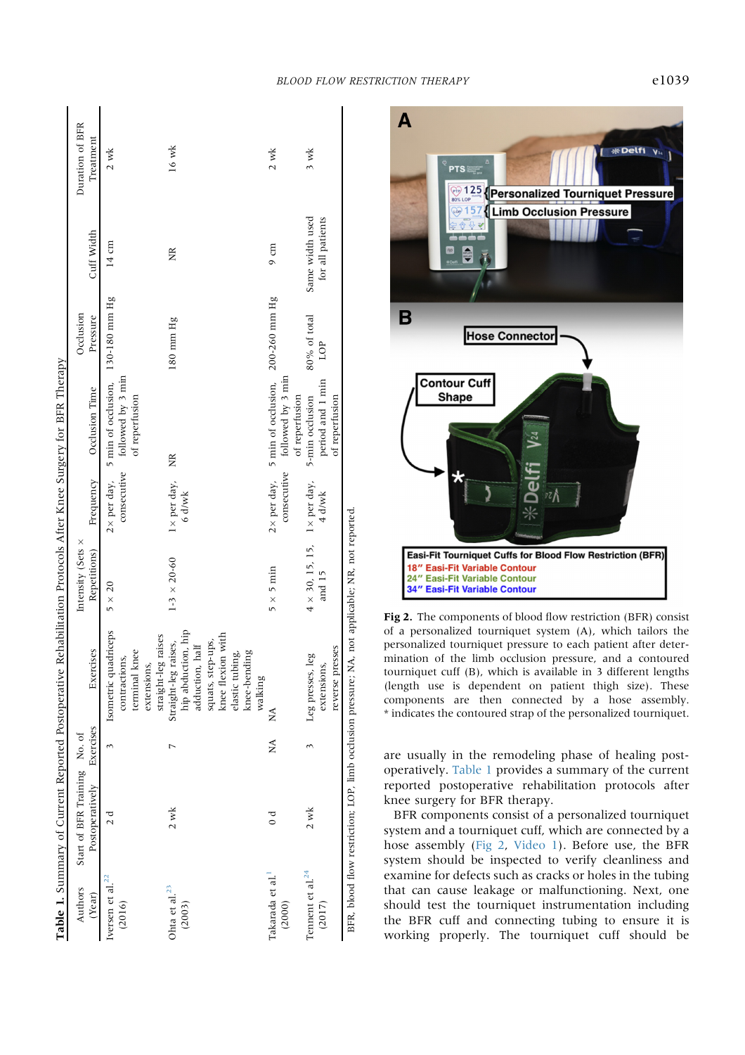**Table 1.** Summary of Current Reported Postoperative Rehabilitation Protocols After Knee Surgery for BFR Therapy

| Authors (Year) | Start of BFR Training Postoperatively | No. of Exercises | Exercises | Intensity (Sets × Repetitions) | Frequency | Occlusion Time | Occlusion Pressure | Cuff Width | Duration of BFR Treatment |
|---|---|---|---|---|---|---|---|---|---|
| Iversen et al.[22] (2016) | 2 d | 3 | Isometric quadriceps contractions, terminal knee extensions, straight-leg raises | 5 × 20 | 2× per day, consecutive | 5 min of occlusion, followed by 3 min of reperfusion | 130-180 mm Hg | 14 cm | 2 wk |
| Ohta et al.[23] (2003) | 2 wk | 7 | Straight-leg raises, hip abduction, hip adduction, half squats, step-ups, knee flexion with elastic tubing, knee-bending walking | 1-3 × 20-60 | 1× per day, 6 d/wk | NR | 180 mm Hg | NR | 16 wk |
| Takarada et al.[1] (2000) | 0 d | NA | NA | 5 × 5 min | 2× per day, consecutive | 5 min of occlusion, followed by 3 min of reperfusion | 200-260 mm Hg | 9 cm | 2 wk |
| Tennent et al.[24] (2017) | 2 wk | 3 | Leg presses, leg extensions, reverse presses | 4 × 30, 15, 15, and 15 | 1× per day, 4 d/wk | 5-min occlusion period and 1 min of reperfusion | 80% of total LOP | Same width used for all patients | 3 wk |

BFR, blood flow restriction; LOP, limb occlusion pressure; NA, not applicable; NR, not reported.

**Fig 2.** The components of blood flow restriction (BFR) consist of a personalized tourniquet system (A), which tailors the personalized tourniquet pressure to each patient after determination of the limb occlusion pressure, and a contoured tourniquet cuff (B), which is available in 3 different lengths (length use is dependent on patient thigh size). These components are then connected by a hose assembly. * indicates the contoured strap of the personalized tourniquet.

are usually in the remodeling phase of healing postoperatively. Table 1 provides a summary of the current reported postoperative rehabilitation protocols after knee surgery for BFR therapy.

BFR components consist of a personalized tourniquet system and a tourniquet cuff, which are connected by a hose assembly (Fig 2, Video 1). Before use, the BFR system should be inspected to verify cleanliness and examine for defects such as cracks or holes in the tubing that can cause leakage or malfunctioning. Next, one should test the tourniquet instrumentation including the BFR cuff and connecting tubing to ensure it is working properly. The tourniquet cuff should be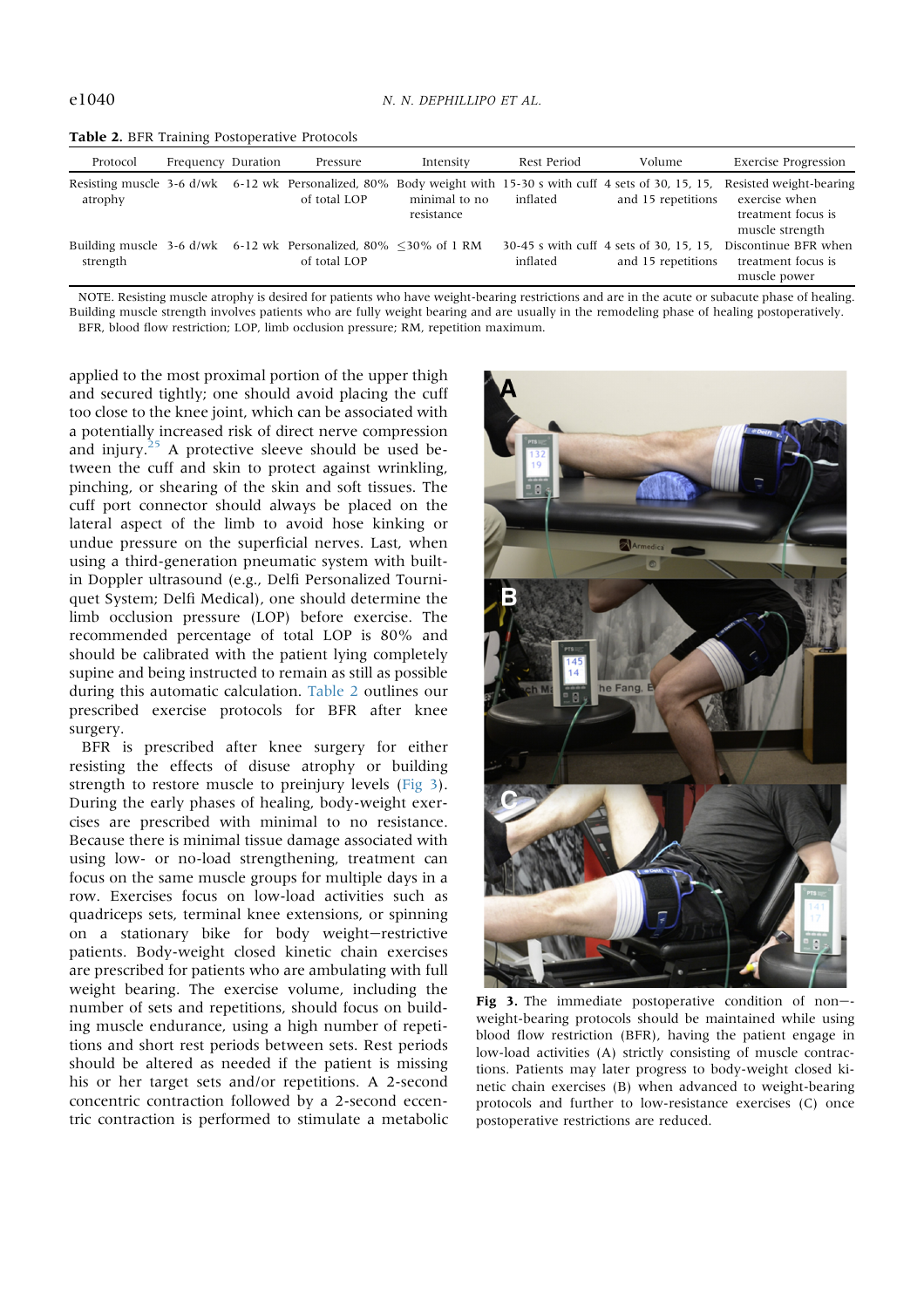**Table 2.** BFR Training Postoperative Protocols

| Protocol | Frequency | Duration | Pressure | Intensity | Rest Period | Volume | Exercise Progression |
|---|---|---|---|---|---|---|---|
| Resisting muscle atrophy | 3-6 d/wk | 6-12 wk | Personalized, 80% of total LOP | Body weight with minimal to no resistance | 15-30 s with cuff inflated | 4 sets of 30, 15, 15, and 15 repetitions | Resisted weight-bearing exercise when treatment focus is muscle strength |
| Building muscle strength | 3-6 d/wk | 6-12 wk | Personalized, 80% of total LOP | ≤30% of 1 RM | 30-45 s with cuff inflated | 4 sets of 30, 15, 15, and 15 repetitions | Discontinue BFR when treatment focus is muscle power |

NOTE. Resisting muscle atrophy is desired for patients who have weight-bearing restrictions and are in the acute or subacute phase of healing. Building muscle strength involves patients who are fully weight bearing and are usually in the remodeling phase of healing postoperatively.
BFR, blood flow restriction; LOP, limb occlusion pressure; RM, repetition maximum.

applied to the most proximal portion of the upper thigh and secured tightly; one should avoid placing the cuff too close to the knee joint, which can be associated with a potentially increased risk of direct nerve compression and injury.[25] A protective sleeve should be used between the cuff and skin to protect against wrinkling, pinching, or shearing of the skin and soft tissues. The cuff port connector should always be placed on the lateral aspect of the limb to avoid hose kinking or undue pressure on the superficial nerves. Last, when using a third-generation pneumatic system with built-in Doppler ultrasound (e.g., Delfi Personalized Tourniquet System; Delfi Medical), one should determine the limb occlusion pressure (LOP) before exercise. The recommended percentage of total LOP is 80% and should be calibrated with the patient lying completely supine and being instructed to remain as still as possible during this automatic calculation. Table 2 outlines our prescribed exercise protocols for BFR after knee surgery.

BFR is prescribed after knee surgery for either resisting the effects of disuse atrophy or building strength to restore muscle to preinjury levels (Fig 3). During the early phases of healing, body-weight exercises are prescribed with minimal to no resistance. Because there is minimal tissue damage associated with using low- or no-load strengthening, treatment can focus on the same muscle groups for multiple days in a row. Exercises focus on low-load activities such as quadriceps sets, terminal knee extensions, or spinning on a stationary bike for body weight—restrictive patients. Body-weight closed kinetic chain exercises are prescribed for patients who are ambulating with full weight bearing. The exercise volume, including the number of sets and repetitions, should focus on building muscle endurance, using a high number of repetitions and short rest periods between sets. Rest periods should be altered as needed if the patient is missing his or her target sets and/or repetitions. A 2-second concentric contraction followed by a 2-second eccentric contraction is performed to stimulate a metabolic

**Fig 3.** The immediate postoperative condition of non—weight-bearing protocols should be maintained while using blood flow restriction (BFR), having the patient engage in low-load activities (A) strictly consisting of muscle contractions. Patients may later progress to body-weight closed kinetic chain exercises (B) when advanced to weight-bearing protocols and further to low-resistance exercises (C) once postoperative restrictions are reduced.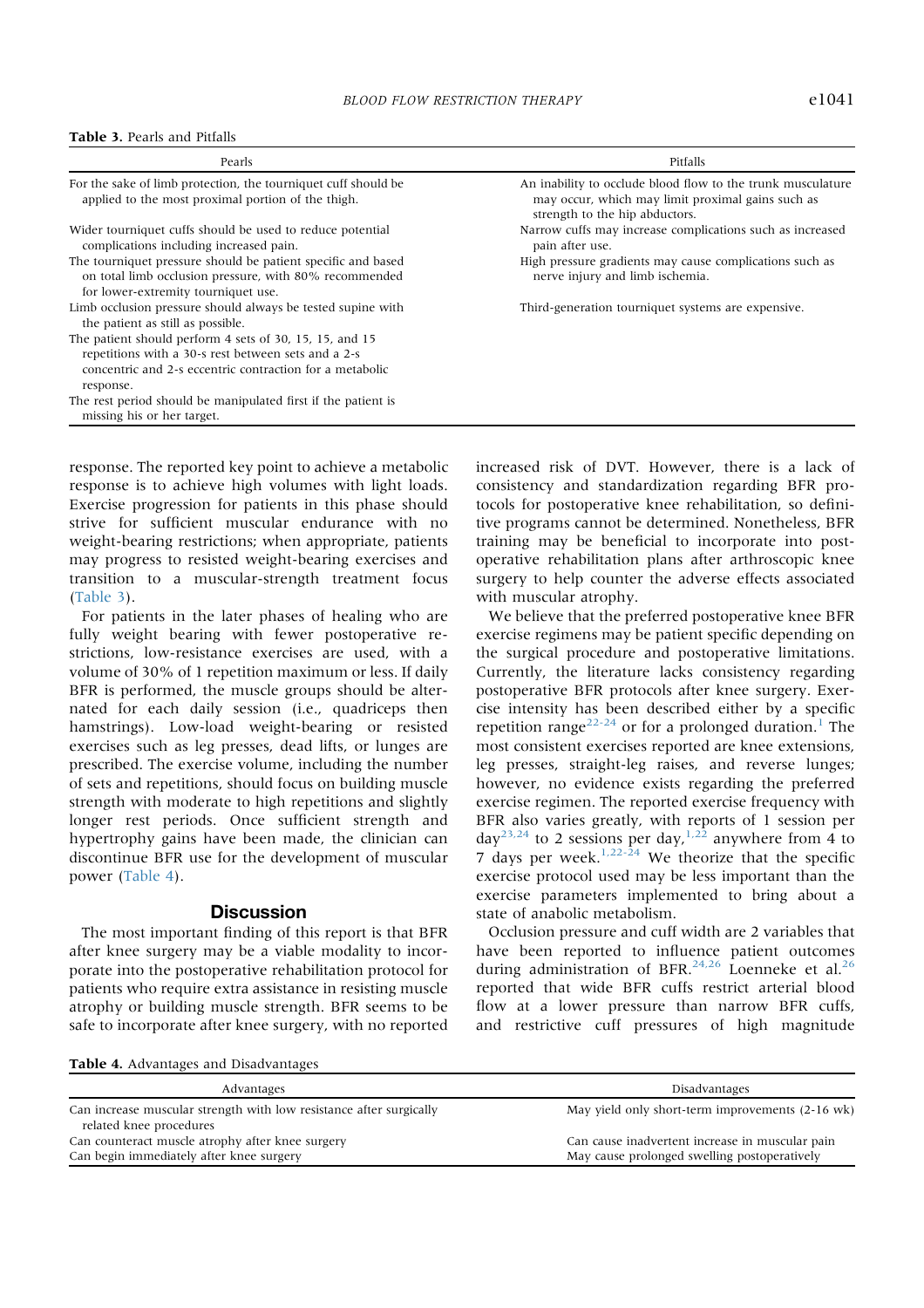**Table 3.** Pearls and Pitfalls

| Pearls | Pitfalls |
| --- | --- |
| For the sake of limb protection, the tourniquet cuff should be applied to the most proximal portion of the thigh. | An inability to occlude blood flow to the trunk musculature may occur, which may limit proximal gains such as strength to the hip abductors. |
| Wider tourniquet cuffs should be used to reduce potential complications including increased pain. | Narrow cuffs may increase complications such as increased pain after use. |
| The tourniquet pressure should be patient specific and based on total limb occlusion pressure, with 80% recommended for lower-extremity tourniquet use. | High pressure gradients may cause complications such as nerve injury and limb ischemia. |
| Limb occlusion pressure should always be tested supine with the patient as still as possible. | Third-generation tourniquet systems are expensive. |
| The patient should perform 4 sets of 30, 15, 15, and 15 repetitions with a 30-s rest between sets and a 2-s concentric and 2-s eccentric contraction for a metabolic response. | |
| The rest period should be manipulated first if the patient is missing his or her target. | |

response. The reported key point to achieve a metabolic response is to achieve high volumes with light loads. Exercise progression for patients in this phase should strive for sufficient muscular endurance with no weight-bearing restrictions; when appropriate, patients may progress to resisted weight-bearing exercises and transition to a muscular-strength treatment focus (Table 3).

For patients in the later phases of healing who are fully weight bearing with fewer postoperative restrictions, low-resistance exercises are used, with a volume of 30% of 1 repetition maximum or less. If daily BFR is performed, the muscle groups should be alternated for each daily session (i.e., quadriceps then hamstrings). Low-load weight-bearing or resisted exercises such as leg presses, dead lifts, or lunges are prescribed. The exercise volume, including the number of sets and repetitions, should focus on building muscle strength with moderate to high repetitions and slightly longer rest periods. Once sufficient strength and hypertrophy gains have been made, the clinician can discontinue BFR use for the development of muscular power (Table 4).

## Discussion

The most important finding of this report is that BFR after knee surgery may be a viable modality to incorporate into the postoperative rehabilitation protocol for patients who require extra assistance in resisting muscle atrophy or building muscle strength. BFR seems to be safe to incorporate after knee surgery, with no reported increased risk of DVT. However, there is a lack of consistency and standardization regarding BFR protocols for postoperative knee rehabilitation, so definitive programs cannot be determined. Nonetheless, BFR training may be beneficial to incorporate into postoperative rehabilitation plans after arthroscopic knee surgery to help counter the adverse effects associated with muscular atrophy.

We believe that the preferred postoperative knee BFR exercise regimens may be patient specific depending on the surgical procedure and postoperative limitations. Currently, the literature lacks consistency regarding postoperative BFR protocols after knee surgery. Exercise intensity has been described either by a specific repetition range[22-24] or for a prolonged duration.[1] The most consistent exercises reported are knee extensions, leg presses, straight-leg raises, and reverse lunges; however, no evidence exists regarding the preferred exercise regimen. The reported exercise frequency with BFR also varies greatly, with reports of 1 session per day[23,24] to 2 sessions per day,[1,22] anywhere from 4 to 7 days per week.[1,22-24] We theorize that the specific exercise protocol used may be less important than the exercise parameters implemented to bring about a state of anabolic metabolism.

Occlusion pressure and cuff width are 2 variables that have been reported to influence patient outcomes during administration of BFR.[24,26] Loenneke et al.[26] reported that wide BFR cuffs restrict arterial blood flow at a lower pressure than narrow BFR cuffs, and restrictive cuff pressures of high magnitude

**Table 4.** Advantages and Disadvantages

| Advantages | Disadvantages |
| --- | --- |
| Can increase muscular strength with low resistance after surgically related knee procedures | May yield only short-term improvements (2-16 wk) |
| Can counteract muscle atrophy after knee surgery | Can cause inadvertent increase in muscular pain |
| Can begin immediately after knee surgery | May cause prolonged swelling postoperatively |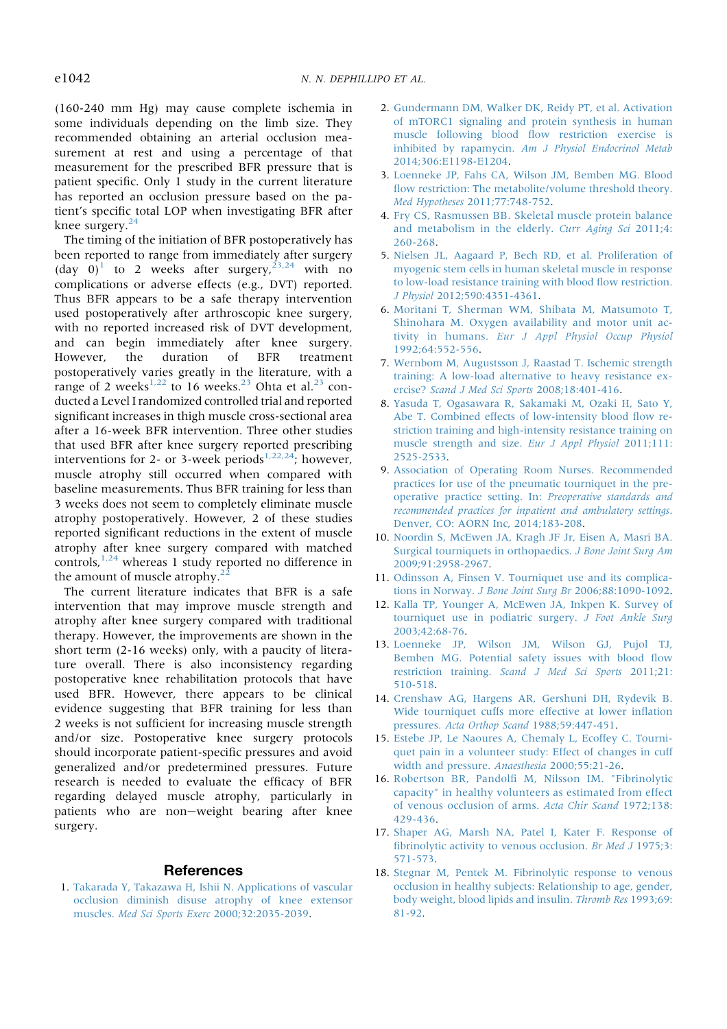(160-240 mm Hg) may cause complete ischemia in some individuals depending on the limb size. They recommended obtaining an arterial occlusion measurement at rest and using a percentage of that measurement for the prescribed BFR pressure that is patient specific. Only 1 study in the current literature has reported an occlusion pressure based on the patient's specific total LOP when investigating BFR after knee surgery.[24]

The timing of the initiation of BFR postoperatively has been reported to range from immediately after surgery (day 0)[1] to 2 weeks after surgery,[23,24] with no complications or adverse effects (e.g., DVT) reported. Thus BFR appears to be a safe therapy intervention used postoperatively after arthroscopic knee surgery, with no reported increased risk of DVT development, and can begin immediately after knee surgery. However, the duration of BFR treatment postoperatively varies greatly in the literature, with a range of 2 weeks[1,22] to 16 weeks.[23] Ohta et al.[23] conducted a Level I randomized controlled trial and reported significant increases in thigh muscle cross-sectional area after a 16-week BFR intervention. Three other studies that used BFR after knee surgery reported prescribing interventions for 2- or 3-week periods[1,22,24]; however, muscle atrophy still occurred when compared with baseline measurements. Thus BFR training for less than 3 weeks does not seem to completely eliminate muscle atrophy postoperatively. However, 2 of these studies reported significant reductions in the extent of muscle atrophy after knee surgery compared with matched controls,[1,24] whereas 1 study reported no difference in the amount of muscle atrophy.[22]

The current literature indicates that BFR is a safe intervention that may improve muscle strength and atrophy after knee surgery compared with traditional therapy. However, the improvements are shown in the short term (2-16 weeks) only, with a paucity of literature overall. There is also inconsistency regarding postoperative knee rehabilitation protocols that have used BFR. However, there appears to be clinical evidence suggesting that BFR training for less than 2 weeks is not sufficient for increasing muscle strength and/or size. Postoperative knee surgery protocols should incorporate patient-specific pressures and avoid generalized and/or predetermined pressures. Future research is needed to evaluate the efficacy of BFR regarding delayed muscle atrophy, particularly in patients who are non−weight bearing after knee surgery.

## References

1. Takarada Y, Takazawa H, Ishii N. Applications of vascular occlusion diminish disuse atrophy of knee extensor muscles. *Med Sci Sports Exerc* 2000;32:2035-2039.
2. Gundermann DM, Walker DK, Reidy PT, et al. Activation of mTORC1 signaling and protein synthesis in human muscle following blood flow restriction exercise is inhibited by rapamycin. *Am J Physiol Endocrinol Metab* 2014;306:E1198-E1204.
3. Loenneke JP, Fahs CA, Wilson JM, Bemben MG. Blood flow restriction: The metabolite/volume threshold theory. *Med Hypotheses* 2011;77:748-752.
4. Fry CS, Rasmussen BB. Skeletal muscle protein balance and metabolism in the elderly. *Curr Aging Sci* 2011;4:260-268.
5. Nielsen JL, Aagaard P, Bech RD, et al. Proliferation of myogenic stem cells in human skeletal muscle in response to low-load resistance training with blood flow restriction. *J Physiol* 2012;590:4351-4361.
6. Moritani T, Sherman WM, Shibata M, Matsumoto T, Shinohara M. Oxygen availability and motor unit activity in humans. *Eur J Appl Physiol Occup Physiol* 1992;64:552-556.
7. Wernbom M, Augustsson J, Raastad T. Ischemic strength training: A low-load alternative to heavy resistance exercise? *Scand J Med Sci Sports* 2008;18:401-416.
8. Yasuda T, Ogasawara R, Sakamaki M, Ozaki H, Sato Y, Abe T. Combined effects of low-intensity blood flow restriction training and high-intensity resistance training on muscle strength and size. *Eur J Appl Physiol* 2011;111:2525-2533.
9. Association of Operating Room Nurses. Recommended practices for use of the pneumatic tourniquet in the preoperative practice setting. In: *Preoperative standards and recommended practices for inpatient and ambulatory settings*. Denver, CO: AORN Inc, 2014;183-208.
10. Noordin S, McEwen JA, Kragh JF Jr, Eisen A, Masri BA. Surgical tourniquets in orthopaedics. *J Bone Joint Surg Am* 2009;91:2958-2967.
11. Odinsson A, Finsen V. Tourniquet use and its complications in Norway. *J Bone Joint Surg Br* 2006;88:1090-1092.
12. Kalla TP, Younger A, McEwen JA, Inkpen K. Survey of tourniquet use in podiatric surgery. *J Foot Ankle Surg* 2003;42:68-76.
13. Loenneke JP, Wilson JM, Wilson GJ, Pujol TJ, Bemben MG. Potential safety issues with blood flow restriction training. *Scand J Med Sci Sports* 2011;21:510-518.
14. Crenshaw AG, Hargens AR, Gershuni DH, Rydevik B. Wide tourniquet cuffs more effective at lower inflation pressures. *Acta Orthop Scand* 1988;59:447-451.
15. Estebe JP, Le Naoures A, Chemaly L, Ecoffey C. Tourniquet pain in a volunteer study: Effect of changes in cuff width and pressure. *Anaesthesia* 2000;55:21-26.
16. Robertson BR, Pandolfi M, Nilsson IM. "Fibrinolytic capacity" in healthy volunteers as estimated from effect of venous occlusion of arms. *Acta Chir Scand* 1972;138:429-436.
17. Shaper AG, Marsh NA, Patel I, Kater F. Response of fibrinolytic activity to venous occlusion. *Br Med J* 1975;3:571-573.
18. Stegnar M, Pentek M. Fibrinolytic response to venous occlusion in healthy subjects: Relationship to age, gender, body weight, blood lipids and insulin. *Thromb Res* 1993;69:81-92.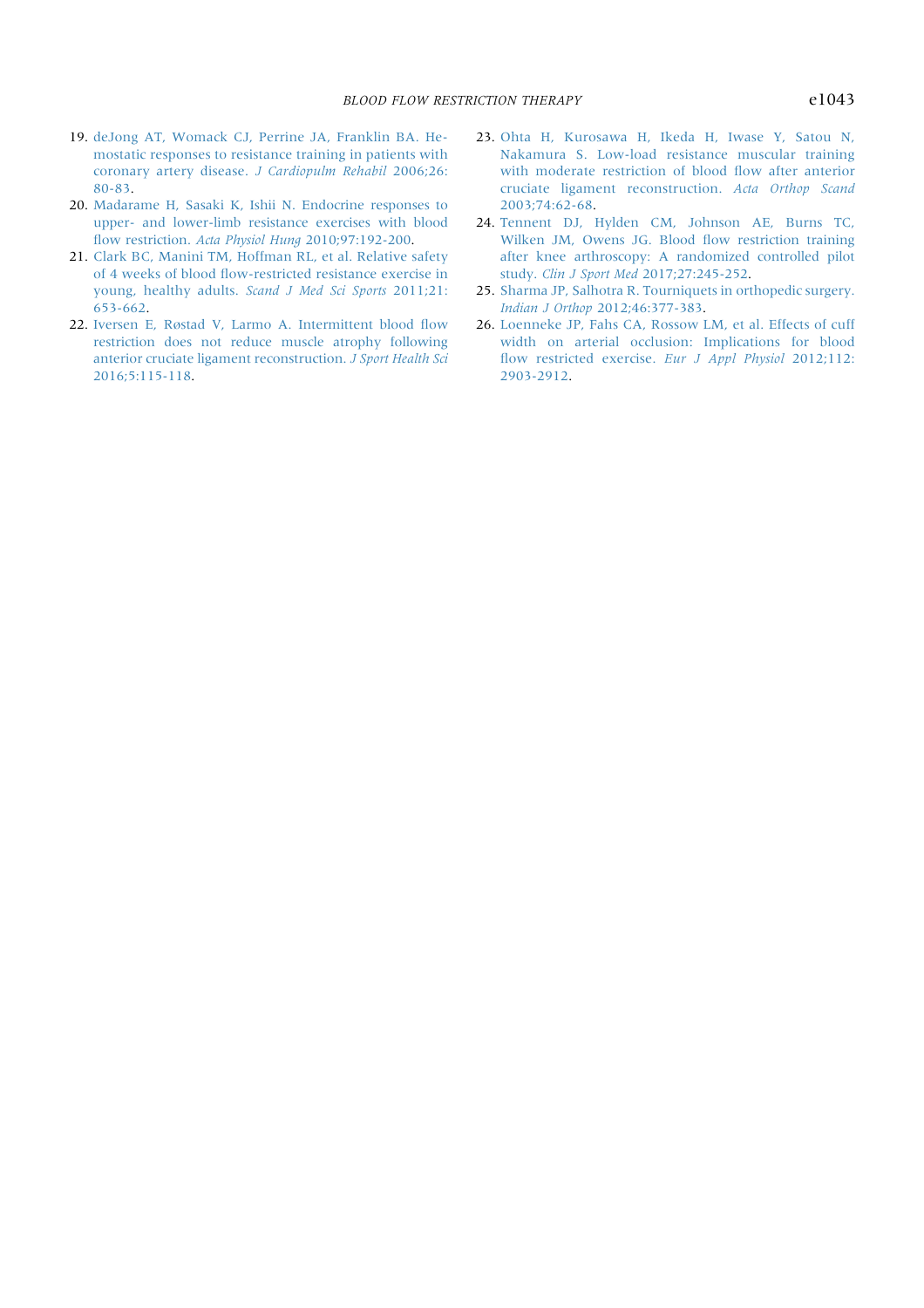19. deJong AT, Womack CJ, Perrine JA, Franklin BA. Hemostatic responses to resistance training in patients with coronary artery disease. *J Cardiopulm Rehabil* 2006;26: 80-83.
20. Madarame H, Sasaki K, Ishii N. Endocrine responses to upper- and lower-limb resistance exercises with blood flow restriction. *Acta Physiol Hung* 2010;97:192-200.
21. Clark BC, Manini TM, Hoffman RL, et al. Relative safety of 4 weeks of blood flow-restricted resistance exercise in young, healthy adults. *Scand J Med Sci Sports* 2011;21: 653-662.
22. Iversen E, Røstad V, Larmo A. Intermittent blood flow restriction does not reduce muscle atrophy following anterior cruciate ligament reconstruction. *J Sport Health Sci* 2016;5:115-118.
23. Ohta H, Kurosawa H, Ikeda H, Iwase Y, Satou N, Nakamura S. Low-load resistance muscular training with moderate restriction of blood flow after anterior cruciate ligament reconstruction. *Acta Orthop Scand* 2003;74:62-68.
24. Tennent DJ, Hylden CM, Johnson AE, Burns TC, Wilken JM, Owens JG. Blood flow restriction training after knee arthroscopy: A randomized controlled pilot study. *Clin J Sport Med* 2017;27:245-252.
25. Sharma JP, Salhotra R. Tourniquets in orthopedic surgery. *Indian J Orthop* 2012;46:377-383.
26. Loenneke JP, Fahs CA, Rossow LM, et al. Effects of cuff width on arterial occlusion: Implications for blood flow restricted exercise. *Eur J Appl Physiol* 2012;112: 2903-2912.